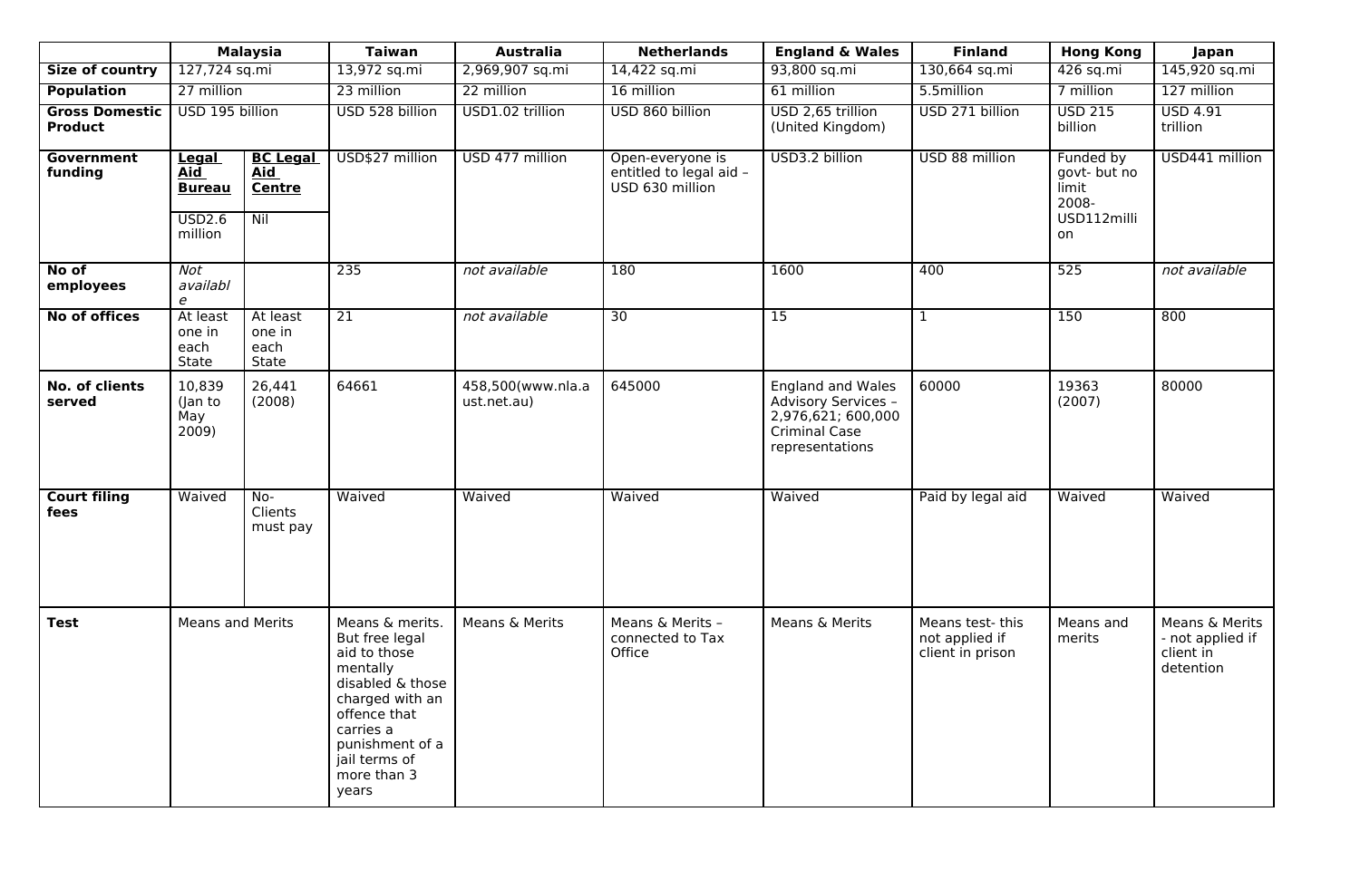| | Malaysia | | Taiwan | Australia | Netherlands | England & Wales | Finland | Hong Kong | Japan |
|---|---|---|---|---|---|---|---|---|---|
| **Size of country** | 127,724 sq.mi | | 13,972 sq.mi | 2,969,907 sq.mi | 14,422 sq.mi | 93,800 sq.mi | 130,664 sq.mi | 426 sq.mi | 145,920 sq.mi |
| **Population** | 27 million | | 23 million | 22 million | 16 million | 61 million | 5.5million | 7 million | 127 million |
| **Gross Domestic Product** | USD 195 billion | | USD 528 billion | USD1.02 trillion | USD 860 billion | USD 2,65 trillion (United Kingdom) | USD 271 billion | USD 215 billion | USD 4.91 trillion |
| **Government funding** | **Legal Aid Bureau** USD2.6 million | **BC Legal Aid Centre** Nil | USD$27 million | USD 477 million | Open-everyone is entitled to legal aid – USD 630 million | USD3.2 billion | USD 88 million | Funded by govt- but no limit 2008- USD112million | USD441 million |
| **No of employees** | *Not available* | | 235 | *not available* | 180 | 1600 | 400 | 525 | *not available* |
| **No of offices** | At least one in each State | At least one in each State | 21 | *not available* | 30 | 15 | 1 | 150 | 800 |
| **No. of clients served** | 10,839 (Jan to May 2009) | 26,441 (2008) | 64661 | 458,500(www.nla.aust.net.au) | 645000 | England and Wales Advisory Services – 2,976,621; 600,000 Criminal Case representations | 60000 | 19363 (2007) | 80000 |
| **Court filing fees** | Waived | No- Clients must pay | Waived | Waived | Waived | Waived | Paid by legal aid | Waived | Waived |
| **Test** | Means and Merits | | Means & merits. But free legal aid to those mentally disabled & those charged with an offence that carries a punishment of a jail terms of more than 3 years | Means & Merits | Means & Merits – connected to Tax Office | Means & Merits | Means test- this not applied if client in prison | Means and merits | Means & Merits - not applied if client in detention |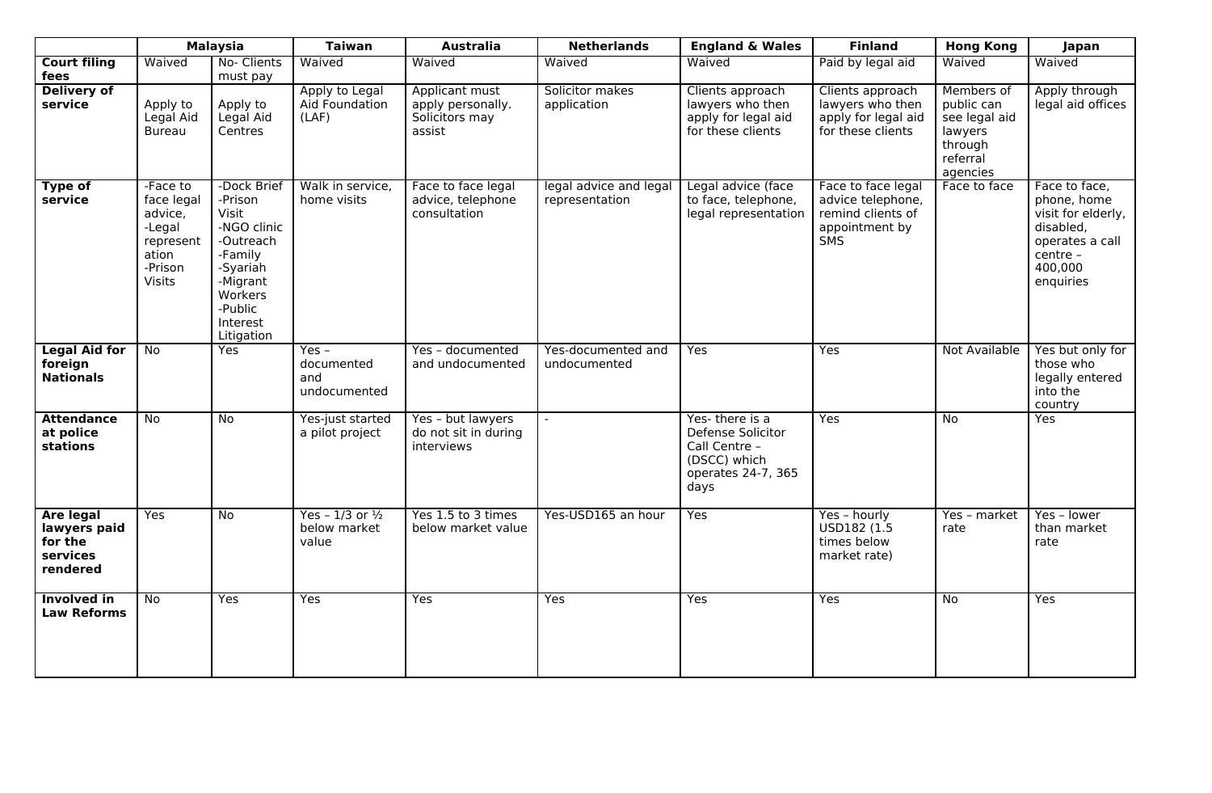| | Malaysia | | Taiwan | Australia | Netherlands | England & Wales | Finland | Hong Kong | Japan |
|---|---|---|---|---|---|---|---|---|---|
| **Court filing fees** | Waived | No- Clients must pay | Waived | Waived | Waived | Waived | Paid by legal aid | Waived | Waived |
| **Delivery of service** | Apply to Legal Aid Bureau | Apply to Legal Aid Centres | Apply to Legal Aid Foundation (LAF) | Applicant must apply personally. Solicitors may assist | Solicitor makes application | Clients approach lawyers who then apply for legal aid for these clients | Clients approach lawyers who then apply for legal aid for these clients | Members of public can see legal aid lawyers through referral agencies | Apply through legal aid offices |
| **Type of service** | -Face to face legal advice, -Legal representation -Prison Visits | -Dock Brief -Prison Visit -NGO clinic -Outreach -Family -Syariah -Migrant Workers -Public Interest Litigation | Walk in service, home visits | Face to face legal advice, telephone consultation | legal advice and legal representation | Legal advice (face to face, telephone, legal representation | Face to face legal advice telephone, remind clients of appointment by SMS | Face to face | Face to face, phone, home visit for elderly, disabled, operates a call centre – 400,000 enquiries |
| **Legal Aid for foreign Nationals** | No | Yes | Yes – documented and undocumented | Yes – documented and undocumented | Yes-documented and undocumented | Yes | Yes | Not Available | Yes but only for those who legally entered into the country |
| **Attendance at police stations** | No | No | Yes-just started a pilot project | Yes – but lawyers do not sit in during interviews | - | Yes- there is a Defense Solicitor Call Centre – (DSCC) which operates 24-7, 365 days | Yes | No | Yes |
| **Are legal lawyers paid for the services rendered** | Yes | No | Yes – 1/3 or ½ below market value | Yes 1.5 to 3 times below market value | Yes-USD165 an hour | Yes | Yes – hourly USD182 (1.5 times below market rate) | Yes – market rate | Yes – lower than market rate |
| **Involved in Law Reforms** | No | Yes | Yes | Yes | Yes | Yes | Yes | No | Yes |